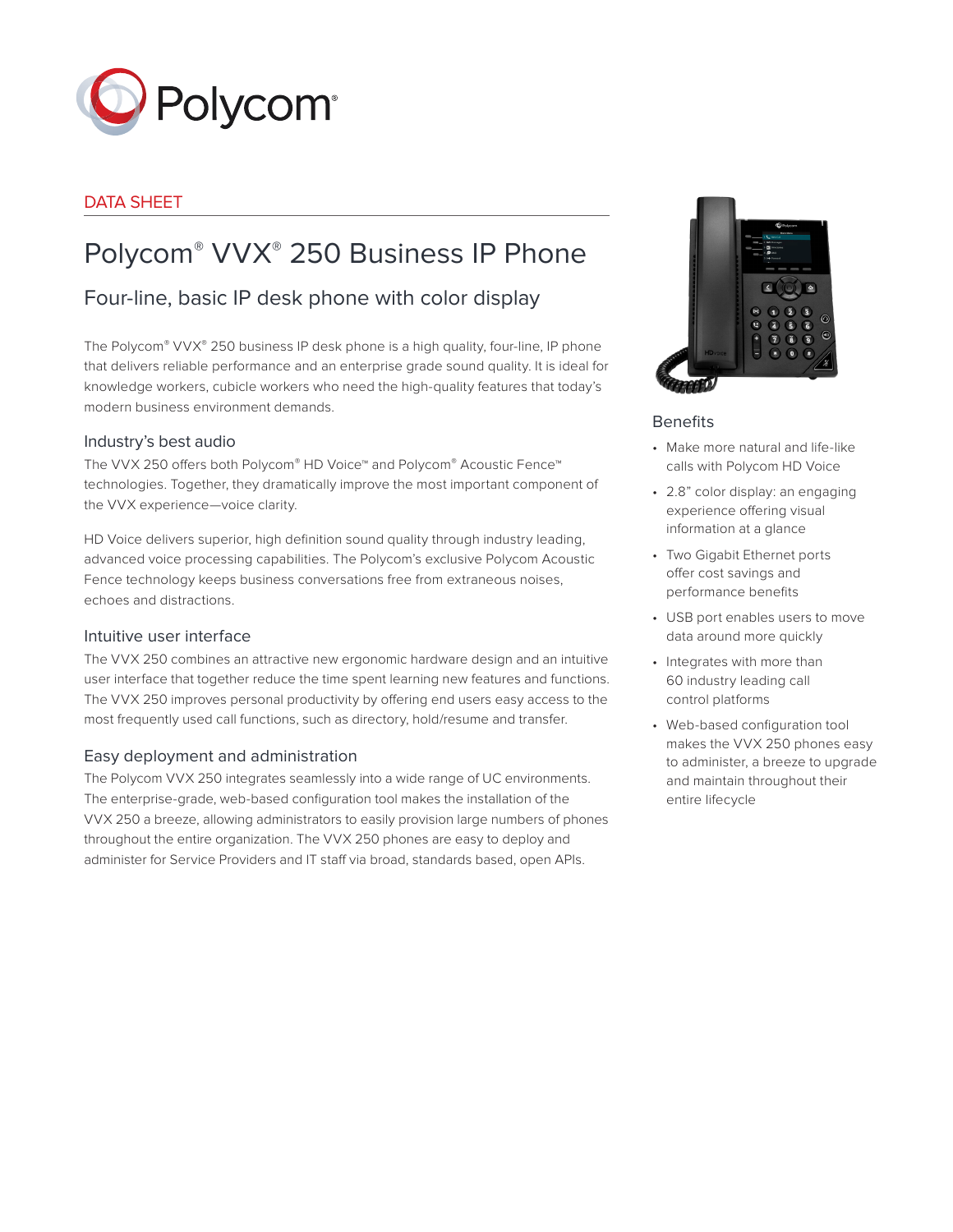Polycom®

DATA SHEET

# Polycom® VVX® 250 Business IP Phone

## Four-line, basic IP desk phone with color display

The Polycom® VVX® 250 business IP desk phone is a high quality, four-line, IP phone that delivers reliable performance and an enterprise grade sound quality. It is ideal for knowledge workers, cubicle workers who need the high-quality features that today's modern business environment demands.

### Industry's best audio

The VVX 250 offers both Polycom® HD Voice™ and Polycom® Acoustic Fence™ technologies. Together, they dramatically improve the most important component of the VVX experience—voice clarity.

HD Voice delivers superior, high definition sound quality through industry leading, advanced voice processing capabilities. The Polycom's exclusive Polycom Acoustic Fence technology keeps business conversations free from extraneous noises, echoes and distractions.

### Intuitive user interface

The VVX 250 combines an attractive new ergonomic hardware design and an intuitive user interface that together reduce the time spent learning new features and functions. The VVX 250 improves personal productivity by offering end users easy access to the most frequently used call functions, such as directory, hold/resume and transfer.

### Easy deployment and administration

The Polycom VVX 250 integrates seamlessly into a wide range of UC environments. The enterprise-grade, web-based configuration tool makes the installation of the VVX 250 a breeze, allowing administrators to easily provision large numbers of phones throughout the entire organization. The VVX 250 phones are easy to deploy and administer for Service Providers and IT staff via broad, standards based, open APIs.

### Benefits

- Make more natural and life-like calls with Polycom HD Voice
- 2.8" color display: an engaging experience offering visual information at a glance
- Two Gigabit Ethernet ports offer cost savings and performance benefits
- USB port enables users to move data around more quickly
- Integrates with more than 60 industry leading call control platforms
- Web-based configuration tool makes the VVX 250 phones easy to administer, a breeze to upgrade and maintain throughout their entire lifecycle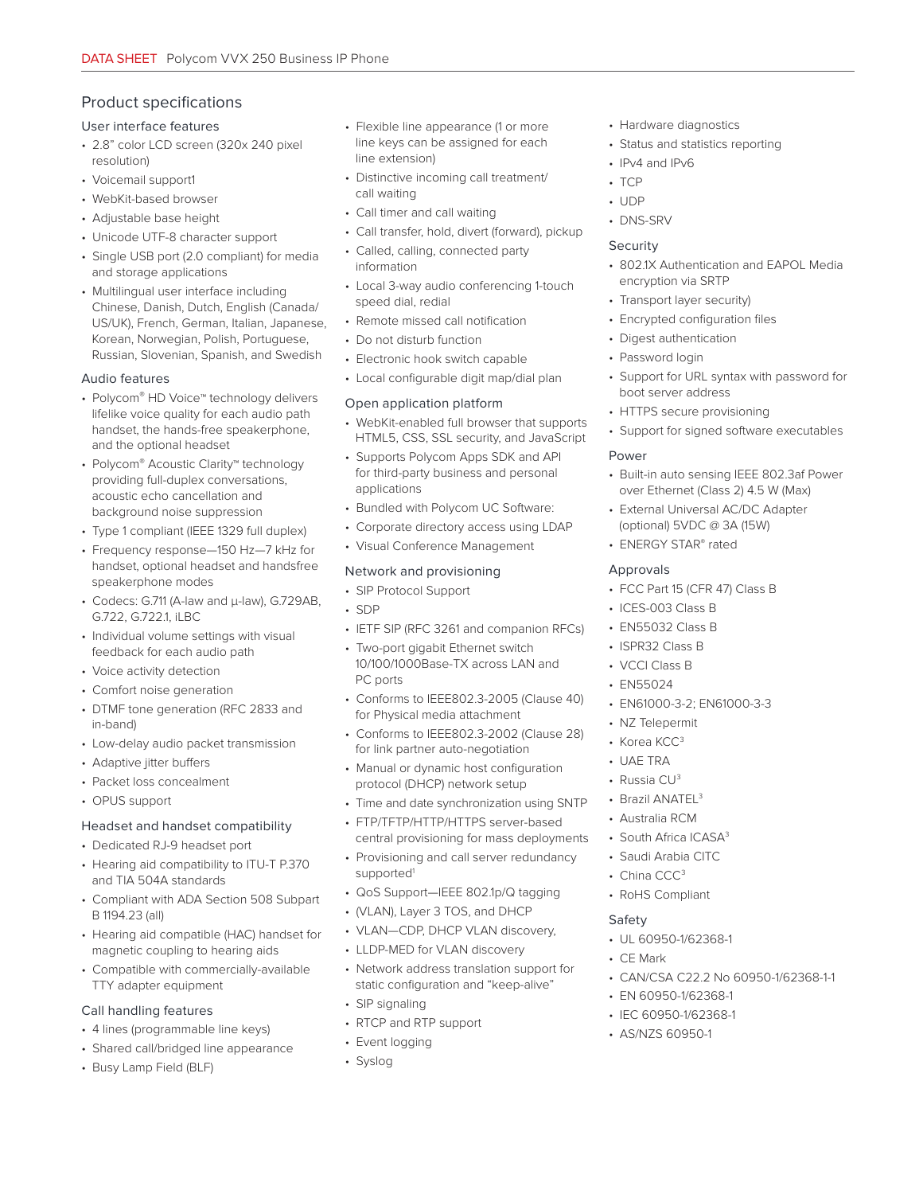## Product specifications

### User interface features

- 2.8" color LCD screen (320x 240 pixel resolution)
- Voicemail support1
- WebKit-based browser
- Adjustable base height
- Unicode UTF-8 character support
- Single USB port (2.0 compliant) for media and storage applications
- Multilingual user interface including Chinese, Danish, Dutch, English (Canada/US/UK), French, German, Italian, Japanese, Korean, Norwegian, Polish, Portuguese, Russian, Slovenian, Spanish, and Swedish

### Audio features

- Polycom® HD Voice™ technology delivers lifelike voice quality for each audio path handset, the hands-free speakerphone, and the optional headset
- Polycom® Acoustic Clarity™ technology providing full-duplex conversations, acoustic echo cancellation and background noise suppression
- Type 1 compliant (IEEE 1329 full duplex)
- Frequency response—150 Hz—7 kHz for handset, optional headset and handsfree speakerphone modes
- Codecs: G.711 (A-law and μ-law), G.729AB, G.722, G.722.1, iLBC
- Individual volume settings with visual feedback for each audio path
- Voice activity detection
- Comfort noise generation
- DTMF tone generation (RFC 2833 and in-band)
- Low-delay audio packet transmission
- Adaptive jitter buffers
- Packet loss concealment
- OPUS support

### Headset and handset compatibility

- Dedicated RJ-9 headset port
- Hearing aid compatibility to ITU-T P.370 and TIA 504A standards
- Compliant with ADA Section 508 Subpart B 1194.23 (all)
- Hearing aid compatible (HAC) handset for magnetic coupling to hearing aids
- Compatible with commercially-available TTY adapter equipment

### Call handling features

- 4 lines (programmable line keys)
- Shared call/bridged line appearance
- Busy Lamp Field (BLF)
- Flexible line appearance (1 or more line keys can be assigned for each line extension)
- Distinctive incoming call treatment/call waiting
- Call timer and call waiting
- Call transfer, hold, divert (forward), pickup
- Called, calling, connected party information
- Local 3-way audio conferencing 1-touch speed dial, redial
- Remote missed call notification
- Do not disturb function
- Electronic hook switch capable
- Local configurable digit map/dial plan

### Open application platform

- WebKit-enabled full browser that supports HTML5, CSS, SSL security, and JavaScript
- Supports Polycom Apps SDK and API for third-party business and personal applications
- Bundled with Polycom UC Software:
- Corporate directory access using LDAP
- Visual Conference Management

### Network and provisioning

- SIP Protocol Support
- SDP
- IETF SIP (RFC 3261 and companion RFCs)
- Two-port gigabit Ethernet switch 10/100/1000Base-TX across LAN and PC ports
- Conforms to IEEE802.3-2005 (Clause 40) for Physical media attachment
- Conforms to IEEE802.3-2002 (Clause 28) for link partner auto-negotiation
- Manual or dynamic host configuration protocol (DHCP) network setup
- Time and date synchronization using SNTP
- FTP/TFTP/HTTP/HTTPS server-based central provisioning for mass deployments
- Provisioning and call server redundancy supported[1]
- QoS Support—IEEE 802.1p/Q tagging
- (VLAN), Layer 3 TOS, and DHCP
- VLAN—CDP, DHCP VLAN discovery,
- LLDP-MED for VLAN discovery
- Network address translation support for static configuration and "keep-alive"
- SIP signaling
- RTCP and RTP support
- Event logging
- Syslog
- Hardware diagnostics
- Status and statistics reporting
- IPv4 and IPv6
- TCP
- UDP
- DNS-SRV

### Security

- 802.1X Authentication and EAPOL Media encryption via SRTP
- Transport layer security)
- Encrypted configuration files
- Digest authentication
- Password login
- Support for URL syntax with password for boot server address
- HTTPS secure provisioning
- Support for signed software executables

### Power

- Built-in auto sensing IEEE 802.3af Power over Ethernet (Class 2) 4.5 W (Max)
- External Universal AC/DC Adapter (optional) 5VDC @ 3A (15W)
- ENERGY STAR® rated

### Approvals

- FCC Part 15 (CFR 47) Class B
- ICES-003 Class B
- EN55032 Class B
- ISPR32 Class B
- VCCI Class B
- EN55024
- EN61000-3-2; EN61000-3-3
- NZ Telepermit
- Korea KCC[3]
- UAE TRA
- Russia CU[3]
- Brazil ANATEL[3]
- Australia RCM
- South Africa ICASA[3]
- Saudi Arabia CITC
- China CCC[3]
- RoHS Compliant

### Safety

- UL 60950-1/62368-1
- CE Mark
- CAN/CSA C22.2 No 60950-1/62368-1-1
- EN 60950-1/62368-1
- IEC 60950-1/62368-1
- AS/NZS 60950-1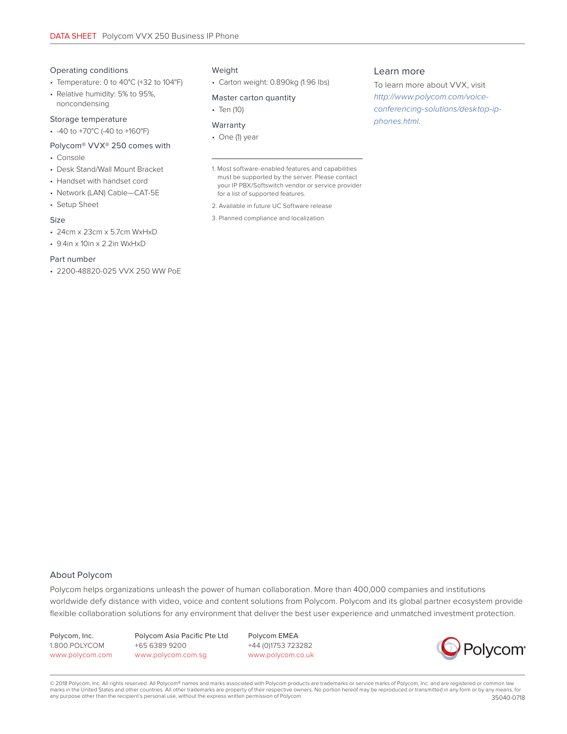### Operating conditions

- Temperature: 0 to 40°C (+32 to 104°F)
- Relative humidity: 5% to 95%, noncondensing

### Storage temperature

- -40 to +70°C (-40 to +160°F)

### Polycom® VVX® 250 comes with

- Console
- Desk Stand/Wall Mount Bracket
- Handset with handset cord
- Network (LAN) Cable—CAT-5E
- Setup Sheet

### Size

- 24cm x 23cm x 5.7cm WxHxD
- 9.4in x 10in x 2.2in WxHxD

### Part number

- 2200-48820-025 VVX 250 WW PoE

### Weight

- Carton weight: 0.890kg (1.96 lbs)

### Master carton quantity

- Ten (10)

### Warranty

- One (1) year

---

1. Most software-enabled features and capabilities must be supported by the server. Please contact your IP PBX/Softswitch vendor or service provider for a list of supported features.
2. Available in future UC Software release
3. Planned compliance and localization

## Learn more

To learn more about VVX, visit *http://www.polycom.com/voice-conferencing-solutions/desktop-ip-phones.html*.

## About Polycom

Polycom helps organizations unleash the power of human collaboration. More than 400,000 companies and institutions worldwide defy distance with video, voice and content solutions from Polycom. Polycom and its global partner ecosystem provide flexible collaboration solutions for any environment that deliver the best user experience and unmatched investment protection.

Polycom, Inc.
1.800.POLYCOM
www.polycom.com

Polycom Asia Pacific Pte Ltd
+65 6389 9200
www.polycom.com.sg

Polycom EMEA
+44 (0)1753 723282
www.polycom.co.uk

Polycom®

© 2018 Polycom, Inc. All rights reserved. All Polycom® names and marks associated with Polycom products are trademarks or service marks of Polycom, Inc. and are registered or common law marks in the United States and other countries. All other trademarks are property of their respective owners. No portion hereof may be reproduced or transmitted in any form or by any means, for any purpose other than the recipient's personal use, without the express written permission of Polycom.

35040-0718